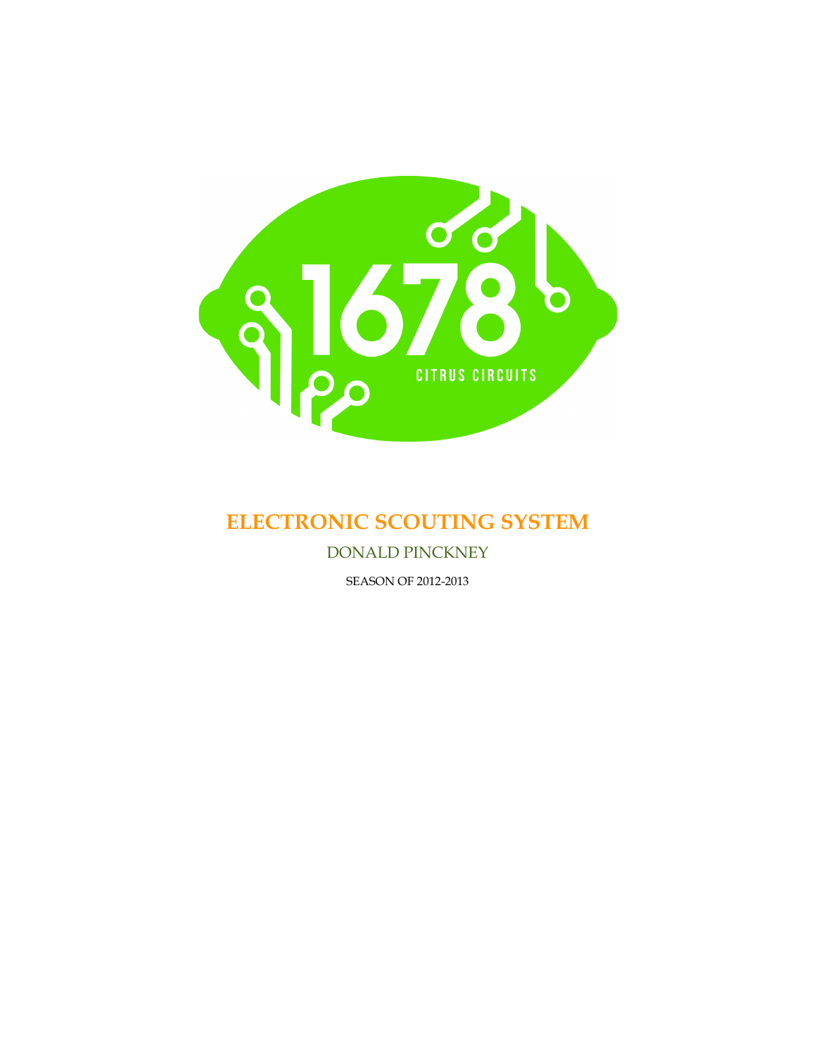# ELECTRONIC SCOUTING SYSTEM

DONALD PINCKNEY

SEASON OF 2012-2013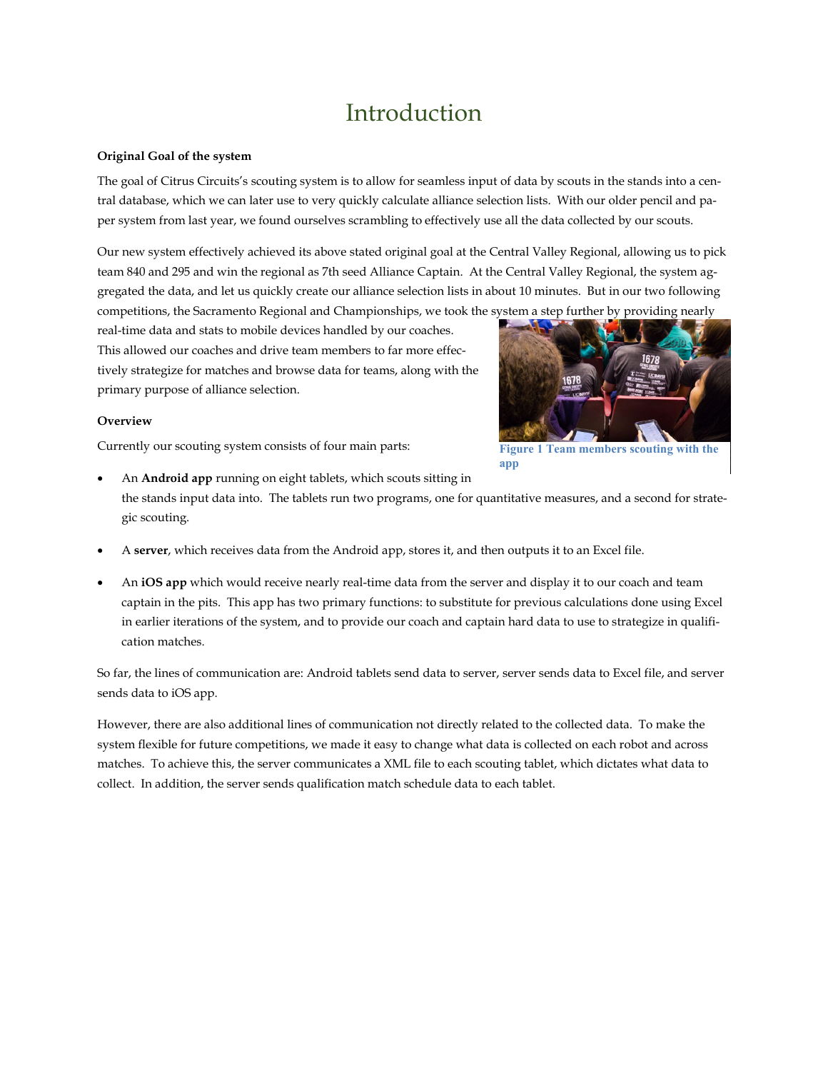# Introduction

**Original Goal of the system**

The goal of Citrus Circuits's scouting system is to allow for seamless input of data by scouts in the stands into a central database, which we can later use to very quickly calculate alliance selection lists. With our older pencil and paper system from last year, we found ourselves scrambling to effectively use all the data collected by our scouts.

Our new system effectively achieved its above stated original goal at the Central Valley Regional, allowing us to pick team 840 and 295 and win the regional as 7th seed Alliance Captain. At the Central Valley Regional, the system aggregated the data, and let us quickly create our alliance selection lists in about 10 minutes. But in our two following competitions, the Sacramento Regional and Championships, we took the system a step further by providing nearly real-time data and stats to mobile devices handled by our coaches. This allowed our coaches and drive team members to far more effectively strategize for matches and browse data for teams, along with the primary purpose of alliance selection.

**Figure 1 Team members scouting with the app**

**Overview**

Currently our scouting system consists of four main parts:

- An **Android app** running on eight tablets, which scouts sitting in the stands input data into. The tablets run two programs, one for quantitative measures, and a second for strategic scouting.
- A **server**, which receives data from the Android app, stores it, and then outputs it to an Excel file.
- An **iOS app** which would receive nearly real-time data from the server and display it to our coach and team captain in the pits. This app has two primary functions: to substitute for previous calculations done using Excel in earlier iterations of the system, and to provide our coach and captain hard data to use to strategize in qualification matches.

So far, the lines of communication are: Android tablets send data to server, server sends data to Excel file, and server sends data to iOS app.

However, there are also additional lines of communication not directly related to the collected data. To make the system flexible for future competitions, we made it easy to change what data is collected on each robot and across matches. To achieve this, the server communicates a XML file to each scouting tablet, which dictates what data to collect. In addition, the server sends qualification match schedule data to each tablet.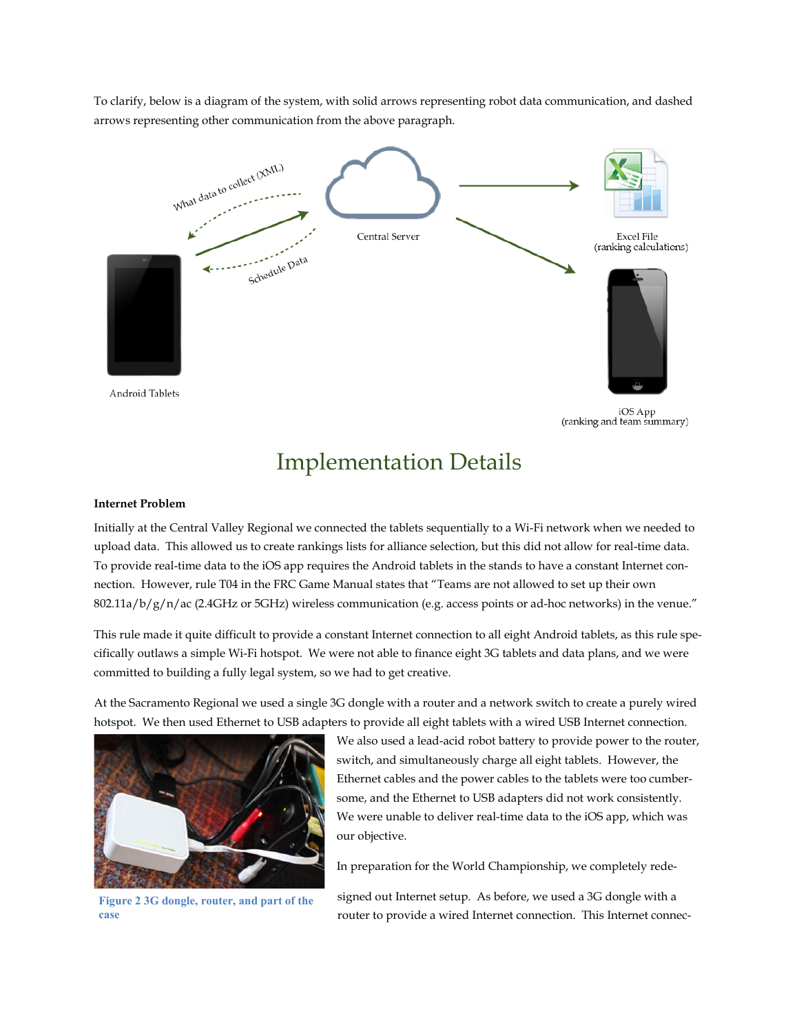To clarify, below is a diagram of the system, with solid arrows representing robot data communication, and dashed arrows representing other communication from the above paragraph.

What data to collect (XML)

Central Server

Excel File
(ranking calculations)

Schedule Data

Android Tablets

iOS App
(ranking and team summary)

# Implementation Details

**Internet Problem**

Initially at the Central Valley Regional we connected the tablets sequentially to a Wi-Fi network when we needed to upload data. This allowed us to create rankings lists for alliance selection, but this did not allow for real-time data. To provide real-time data to the iOS app requires the Android tablets in the stands to have a constant Internet connection. However, rule T04 in the FRC Game Manual states that "Teams are not allowed to set up their own 802.11a/b/g/n/ac (2.4GHz or 5GHz) wireless communication (e.g. access points or ad-hoc networks) in the venue."

This rule made it quite difficult to provide a constant Internet connection to all eight Android tablets, as this rule specifically outlaws a simple Wi-Fi hotspot. We were not able to finance eight 3G tablets and data plans, and we were committed to building a fully legal system, so we had to get creative.

At the Sacramento Regional we used a single 3G dongle with a router and a network switch to create a purely wired hotspot. We then used Ethernet to USB adapters to provide all eight tablets with a wired USB Internet connection. We also used a lead-acid robot battery to provide power to the router, switch, and simultaneously charge all eight tablets. However, the Ethernet cables and the power cables to the tablets were too cumbersome, and the Ethernet to USB adapters did not work consistently. We were unable to deliver real-time data to the iOS app, which was our objective.

Figure 2 3G dongle, router, and part of the case

In preparation for the World Championship, we completely redesigned out Internet setup. As before, we used a 3G dongle with a router to provide a wired Internet connection. This Internet connec-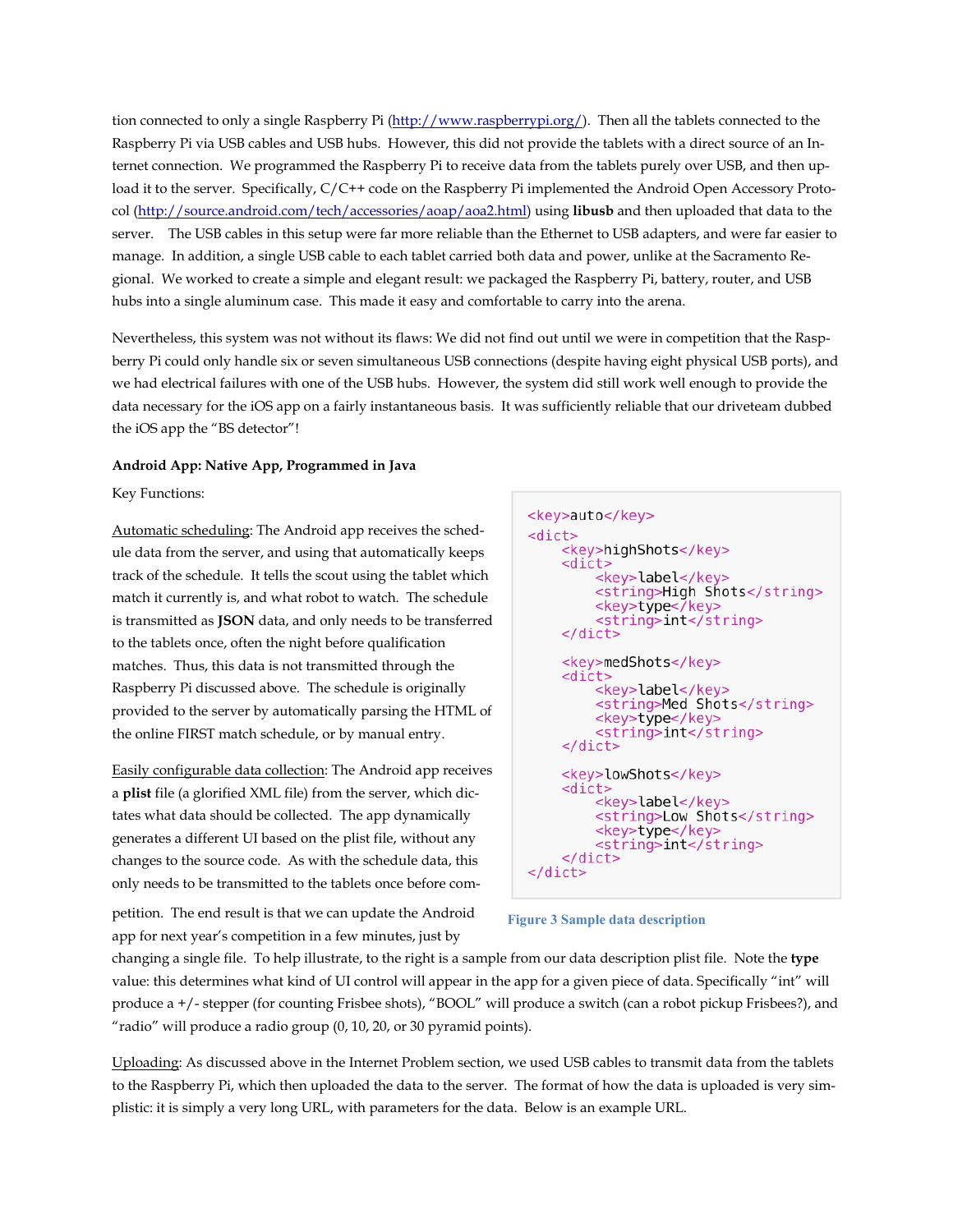tion connected to only a single Raspberry Pi (http://www.raspberrypi.org/). Then all the tablets connected to the Raspberry Pi via USB cables and USB hubs. However, this did not provide the tablets with a direct source of an Internet connection. We programmed the Raspberry Pi to receive data from the tablets purely over USB, and then upload it to the server. Specifically, C/C++ code on the Raspberry Pi implemented the Android Open Accessory Protocol (http://source.android.com/tech/accessories/aoap/aoa2.html) using **libusb** and then uploaded that data to the server. The USB cables in this setup were far more reliable than the Ethernet to USB adapters, and were far easier to manage. In addition, a single USB cable to each tablet carried both data and power, unlike at the Sacramento Regional. We worked to create a simple and elegant result: we packaged the Raspberry Pi, battery, router, and USB hubs into a single aluminum case. This made it easy and comfortable to carry into the arena.

Nevertheless, this system was not without its flaws: We did not find out until we were in competition that the Raspberry Pi could only handle six or seven simultaneous USB connections (despite having eight physical USB ports), and we had electrical failures with one of the USB hubs. However, the system did still work well enough to provide the data necessary for the iOS app on a fairly instantaneous basis. It was sufficiently reliable that our driveteam dubbed the iOS app the "BS detector"!

**Android App: Native App, Programmed in Java**

Key Functions:

Automatic scheduling: The Android app receives the schedule data from the server, and using that automatically keeps track of the schedule. It tells the scout using the tablet which match it currently is, and what robot to watch. The schedule is transmitted as **JSON** data, and only needs to be transferred to the tablets once, often the night before qualification matches. Thus, this data is not transmitted through the Raspberry Pi discussed above. The schedule is originally provided to the server by automatically parsing the HTML of the online FIRST match schedule, or by manual entry.

Easily configurable data collection: The Android app receives a **plist** file (a glorified XML file) from the server, which dictates what data should be collected. The app dynamically generates a different UI based on the plist file, without any changes to the source code. As with the schedule data, this only needs to be transmitted to the tablets once before competition. The end result is that we can update the Android app for next year's competition in a few minutes, just by changing a single file. To help illustrate, to the right is a sample from our data description plist file. Note the **type** value: this determines what kind of UI control will appear in the app for a given piece of data. Specifically "int" will produce a +/- stepper (for counting Frisbee shots), "BOOL" will produce a switch (can a robot pickup Frisbees?), and "radio" will produce a radio group (0, 10, 20, or 30 pyramid points).

```
<key>auto</key>
<dict>
    <key>highShots</key>
    <dict>
        <key>label</key>
        <string>High Shots</string>
        <key>type</key>
        <string>int</string>
    </dict>

    <key>medShots</key>
    <dict>
        <key>label</key>
        <string>Med Shots</string>
        <key>type</key>
        <string>int</string>
    </dict>

    <key>lowShots</key>
    <dict>
        <key>label</key>
        <string>Low Shots</string>
        <key>type</key>
        <string>int</string>
    </dict>
</dict>
```

Figure 3 Sample data description

Uploading: As discussed above in the Internet Problem section, we used USB cables to transmit data from the tablets to the Raspberry Pi, which then uploaded the data to the server. The format of how the data is uploaded is very simplistic: it is simply a very long URL, with parameters for the data. Below is an example URL.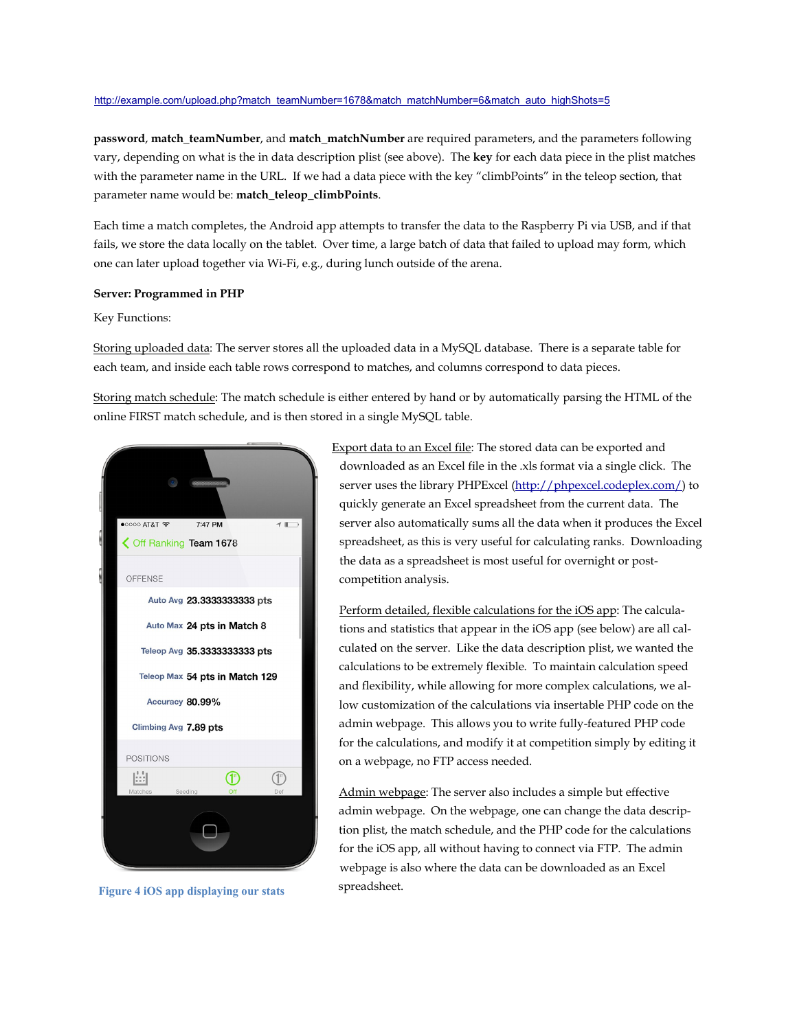http://example.com/upload.php?match_teamNumber=1678&match_matchNumber=6&match_auto_highShots=5

**password**, **match_teamNumber**, and **match_matchNumber** are required parameters, and the parameters following vary, depending on what is the in data description plist (see above). The **key** for each data piece in the plist matches with the parameter name in the URL. If we had a data piece with the key "climbPoints" in the teleop section, that parameter name would be: **match_teleop_climbPoints**.

Each time a match completes, the Android app attempts to transfer the data to the Raspberry Pi via USB, and if that fails, we store the data locally on the tablet. Over time, a large batch of data that failed to upload may form, which one can later upload together via Wi-Fi, e.g., during lunch outside of the arena.

**Server: Programmed in PHP**

Key Functions:

Storing uploaded data: The server stores all the uploaded data in a MySQL database. There is a separate table for each team, and inside each table rows correspond to matches, and columns correspond to data pieces.

Storing match schedule: The match schedule is either entered by hand or by automatically parsing the HTML of the online FIRST match schedule, and is then stored in a single MySQL table.

Export data to an Excel file: The stored data can be exported and downloaded as an Excel file in the .xls format via a single click. The server uses the library PHPExcel (http://phpexcel.codeplex.com/) to quickly generate an Excel spreadsheet from the current data. The server also automatically sums all the data when it produces the Excel spreadsheet, as this is very useful for calculating ranks. Downloading the data as a spreadsheet is most useful for overnight or post-competition analysis.

Perform detailed, flexible calculations for the iOS app: The calculations and statistics that appear in the iOS app (see below) are all calculated on the server. Like the data description plist, we wanted the calculations to be extremely flexible. To maintain calculation speed and flexibility, while allowing for more complex calculations, we allow customization of the calculations via insertable PHP code on the admin webpage. This allows you to write fully-featured PHP code for the calculations, and modify it at competition simply by editing it on a webpage, no FTP access needed.

Admin webpage: The server also includes a simple but effective admin webpage. On the webpage, one can change the data description plist, the match schedule, and the PHP code for the calculations for the iOS app, all without having to connect via FTP. The admin webpage is also where the data can be downloaded as an Excel spreadsheet.

**Figure 4 iOS app displaying our stats**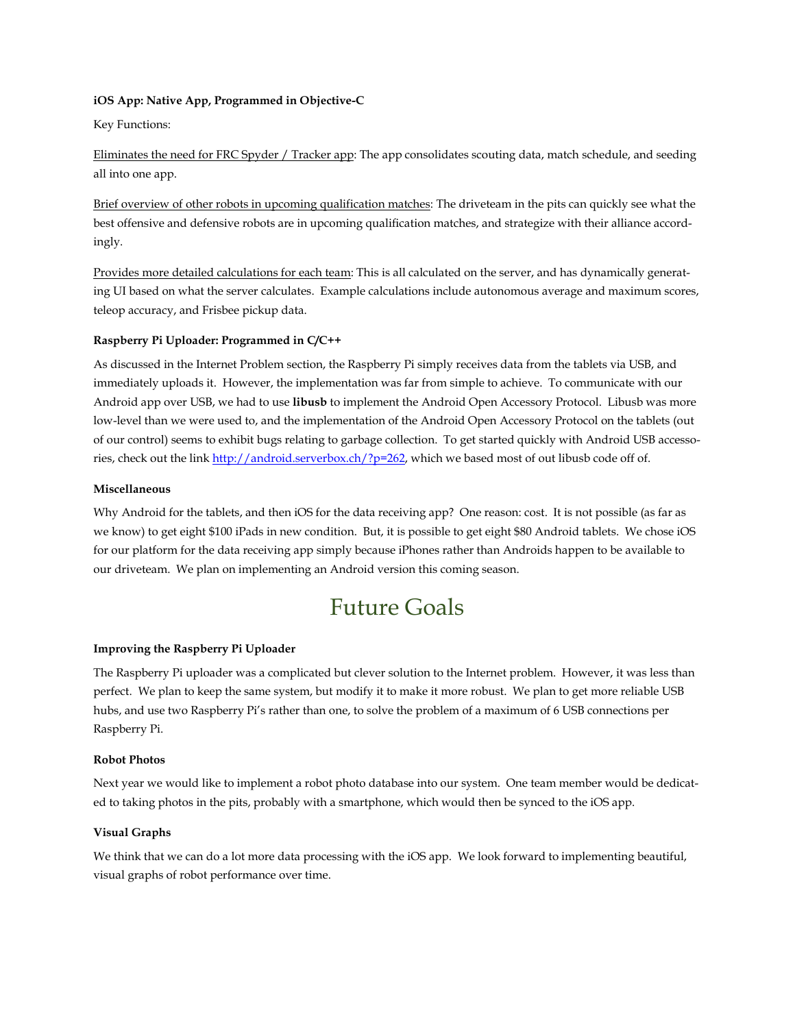**iOS App: Native App, Programmed in Objective-C**

Key Functions:

Eliminates the need for FRC Spyder / Tracker app: The app consolidates scouting data, match schedule, and seeding all into one app.

Brief overview of other robots in upcoming qualification matches: The driveteam in the pits can quickly see what the best offensive and defensive robots are in upcoming qualification matches, and strategize with their alliance accordingly.

Provides more detailed calculations for each team: This is all calculated on the server, and has dynamically generating UI based on what the server calculates. Example calculations include autonomous average and maximum scores, teleop accuracy, and Frisbee pickup data.

**Raspberry Pi Uploader: Programmed in C/C++**

As discussed in the Internet Problem section, the Raspberry Pi simply receives data from the tablets via USB, and immediately uploads it. However, the implementation was far from simple to achieve. To communicate with our Android app over USB, we had to use **libusb** to implement the Android Open Accessory Protocol. Libusb was more low-level than we were used to, and the implementation of the Android Open Accessory Protocol on the tablets (out of our control) seems to exhibit bugs relating to garbage collection. To get started quickly with Android USB accessories, check out the link [http://android.serverbox.ch/?p=262](http://android.serverbox.ch/?p=262), which we based most of out libusb code off of.

**Miscellaneous**

Why Android for the tablets, and then iOS for the data receiving app? One reason: cost. It is not possible (as far as we know) to get eight $100 iPads in new condition. But, it is possible to get eight $80 Android tablets. We chose iOS for our platform for the data receiving app simply because iPhones rather than Androids happen to be available to our driveteam. We plan on implementing an Android version this coming season.

# Future Goals

**Improving the Raspberry Pi Uploader**

The Raspberry Pi uploader was a complicated but clever solution to the Internet problem. However, it was less than perfect. We plan to keep the same system, but modify it to make it more robust. We plan to get more reliable USB hubs, and use two Raspberry Pi's rather than one, to solve the problem of a maximum of 6 USB connections per Raspberry Pi.

**Robot Photos**

Next year we would like to implement a robot photo database into our system. One team member would be dedicated to taking photos in the pits, probably with a smartphone, which would then be synced to the iOS app.

**Visual Graphs**

We think that we can do a lot more data processing with the iOS app. We look forward to implementing beautiful, visual graphs of robot performance over time.